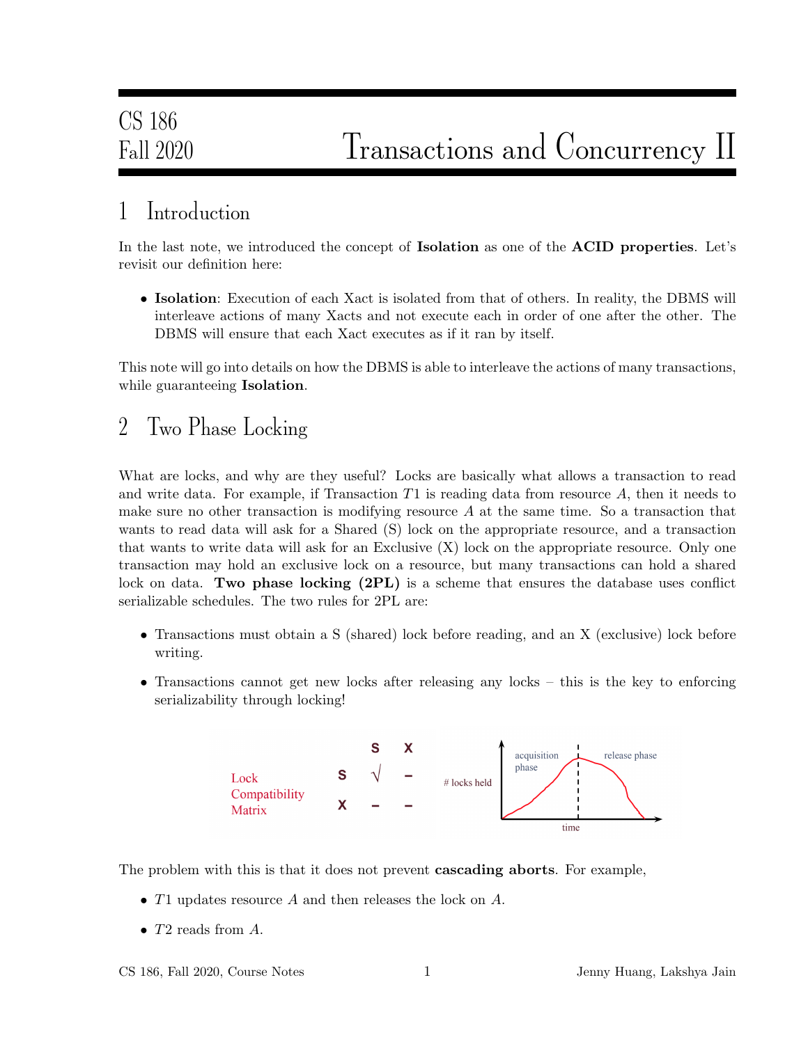CS 186
Fall 2020

# Transactions and Concurrency II

## 1 Introduction

In the last note, we introduced the concept of **Isolation** as one of the **ACID properties**. Let's revisit our definition here:

- **Isolation**: Execution of each Xact is isolated from that of others. In reality, the DBMS will interleave actions of many Xacts and not execute each in order of one after the other. The DBMS will ensure that each Xact executes as if it ran by itself.

This note will go into details on how the DBMS is able to interleave the actions of many transactions, while guaranteeing **Isolation**.

## 2 Two Phase Locking

What are locks, and why are they useful? Locks are basically what allows a transaction to read and write data. For example, if Transaction $T1$ is reading data from resource $A$, then it needs to make sure no other transaction is modifying resource $A$ at the same time. So a transaction that wants to read data will ask for a Shared (S) lock on the appropriate resource, and a transaction that wants to write data will ask for an Exclusive (X) lock on the appropriate resource. Only one transaction may hold an exclusive lock on a resource, but many transactions can hold a shared lock on data. **Two phase locking (2PL)** is a scheme that ensures the database uses conflict serializable schedules. The two rules for 2PL are:

- Transactions must obtain a S (shared) lock before reading, and an X (exclusive) lock before writing.
- Transactions cannot get new locks after releasing any locks – this is the key to enforcing serializability through locking!

Lock Compatibility Matrix

| | S | X |
|---|---|---|
| **S** | √ | – |
| **X** | – | – |

The problem with this is that it does not prevent **cascading aborts**. For example,

- $T1$ updates resource $A$ and then releases the lock on $A$.
- $T2$ reads from $A$.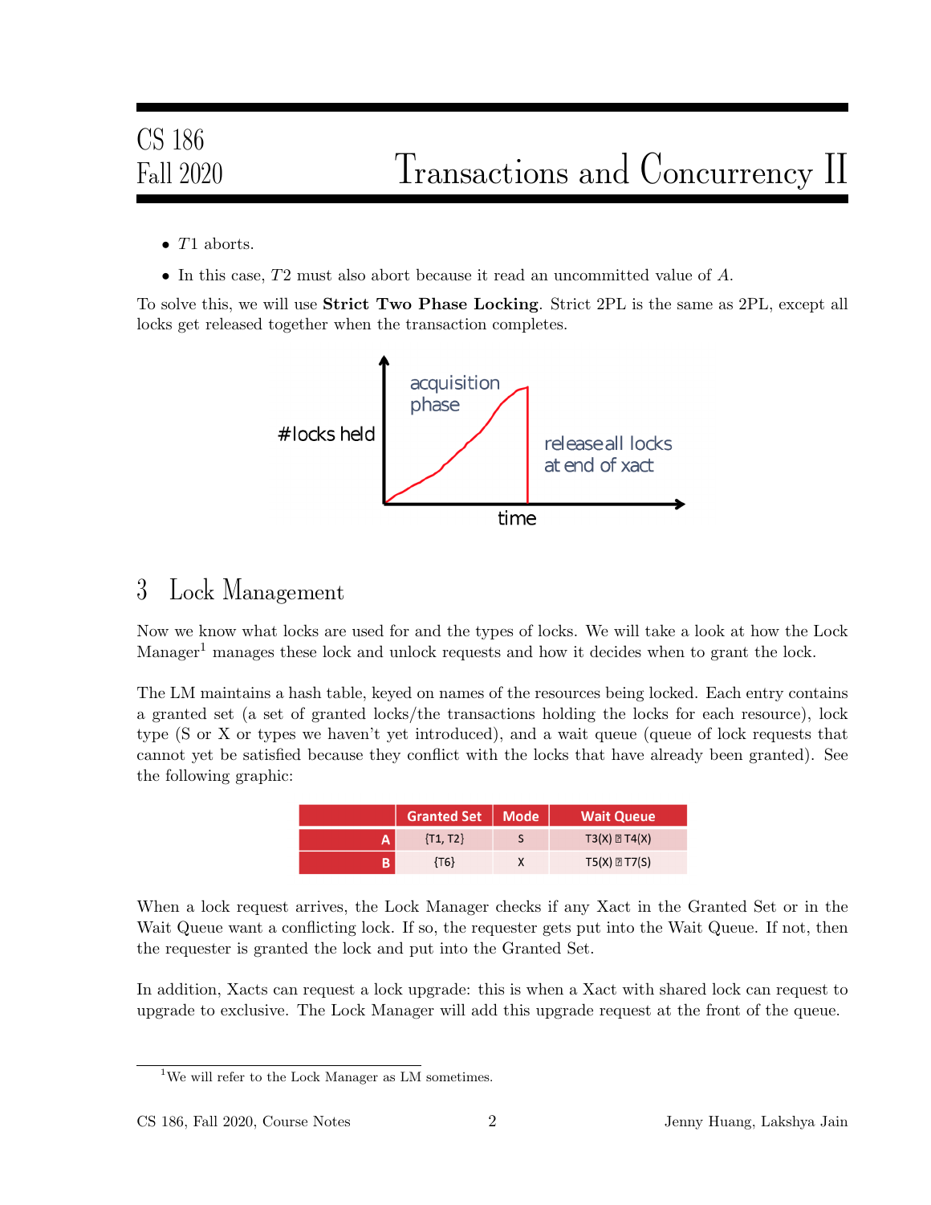- $T1$ aborts.
- In this case, $T2$ must also abort because it read an uncommitted value of $A$.

To solve this, we will use **Strict Two Phase Locking**. Strict 2PL is the same as 2PL, except all locks get released together when the transaction completes.

## 3 Lock Management

Now we know what locks are used for and the types of locks. We will take a look at how the Lock Manager[1] manages these lock and unlock requests and how it decides when to grant the lock.

The LM maintains a hash table, keyed on names of the resources being locked. Each entry contains a granted set (a set of granted locks/the transactions holding the locks for each resource), lock type (S or X or types we haven't yet introduced), and a wait queue (queue of lock requests that cannot yet be satisfied because they conflict with the locks that have already been granted). See the following graphic:

| | Granted Set | Mode | Wait Queue |
|---|---|---|---|
| A | {T1, T2} | S | T3(X) → T4(X) |
| B | {T6} | X | T5(X) → T7(S) |

When a lock request arrives, the Lock Manager checks if any Xact in the Granted Set or in the Wait Queue want a conflicting lock. If so, the requester gets put into the Wait Queue. If not, then the requester is granted the lock and put into the Granted Set.

In addition, Xacts can request a lock upgrade: this is when a Xact with shared lock can request to upgrade to exclusive. The Lock Manager will add this upgrade request at the front of the queue.

[1] We will refer to the Lock Manager as LM sometimes.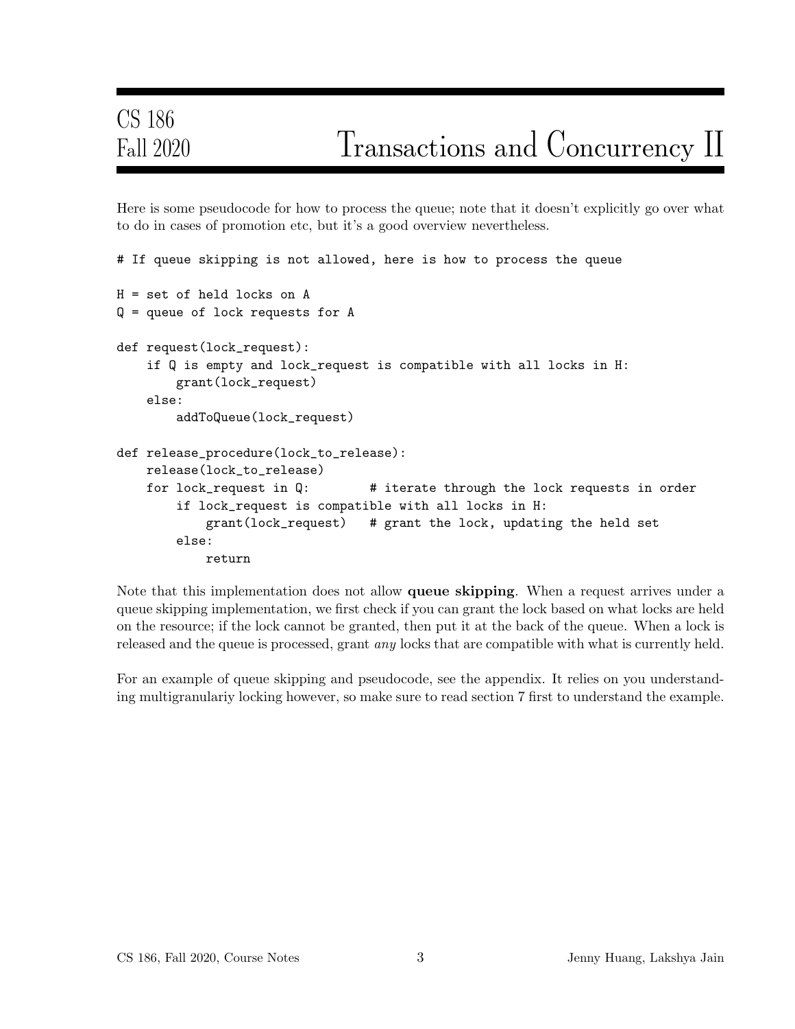Here is some pseudocode for how to process the queue; note that it doesn't explicitly go over what to do in cases of promotion etc, but it's a good overview nevertheless.

```
# If queue skipping is not allowed, here is how to process the queue

H = set of held locks on A
Q = queue of lock requests for A

def request(lock_request):
    if Q is empty and lock_request is compatible with all locks in H:
        grant(lock_request)
    else:
        addToQueue(lock_request)

def release_procedure(lock_to_release):
    release(lock_to_release)
    for lock_request in Q:        # iterate through the lock requests in order
        if lock_request is compatible with all locks in H:
            grant(lock_request)   # grant the lock, updating the held set
        else:
            return
```

Note that this implementation does not allow **queue skipping**. When a request arrives under a queue skipping implementation, we first check if you can grant the lock based on what locks are held on the resource; if the lock cannot be granted, then put it at the back of the queue. When a lock is released and the queue is processed, grant *any* locks that are compatible with what is currently held.

For an example of queue skipping and pseudocode, see the appendix. It relies on you understanding multigranulariy locking however, so make sure to read section 7 first to understand the example.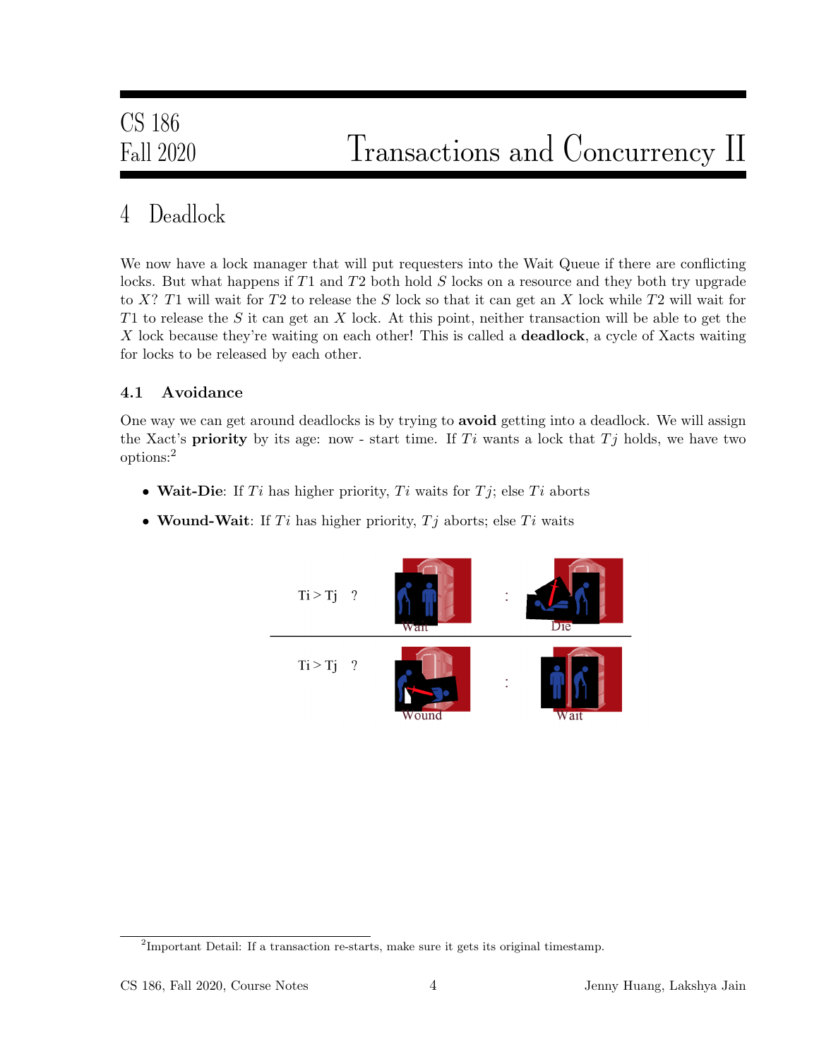# 4 Deadlock

We now have a lock manager that will put requesters into the Wait Queue if there are conflicting locks. But what happens if $T1$ and $T2$ both hold $S$ locks on a resource and they both try upgrade to $X$? $T1$ will wait for $T2$ to release the $S$ lock so that it can get an $X$ lock while $T2$ will wait for $T1$ to release the $S$ it can get an $X$ lock. At this point, neither transaction will be able to get the $X$ lock because they're waiting on each other! This is called a **deadlock**, a cycle of Xacts waiting for locks to be released by each other.

## 4.1 Avoidance

One way we can get around deadlocks is by trying to **avoid** getting into a deadlock. We will assign the Xact's **priority** by its age: now - start time. If $Ti$ wants a lock that $Tj$ holds, we have two options:[2]

- **Wait-Die**: If $Ti$ has higher priority, $Ti$ waits for $Tj$; else $Ti$ aborts
- **Wound-Wait**: If $Ti$ has higher priority, $Tj$ aborts; else $Ti$ waits

| Ti > Tj ? | Wait | : | Die |
|---|---|---|---|
| Ti > Tj ? | Wound | : | Wait |

[2] Important Detail: If a transaction re-starts, make sure it gets its original timestamp.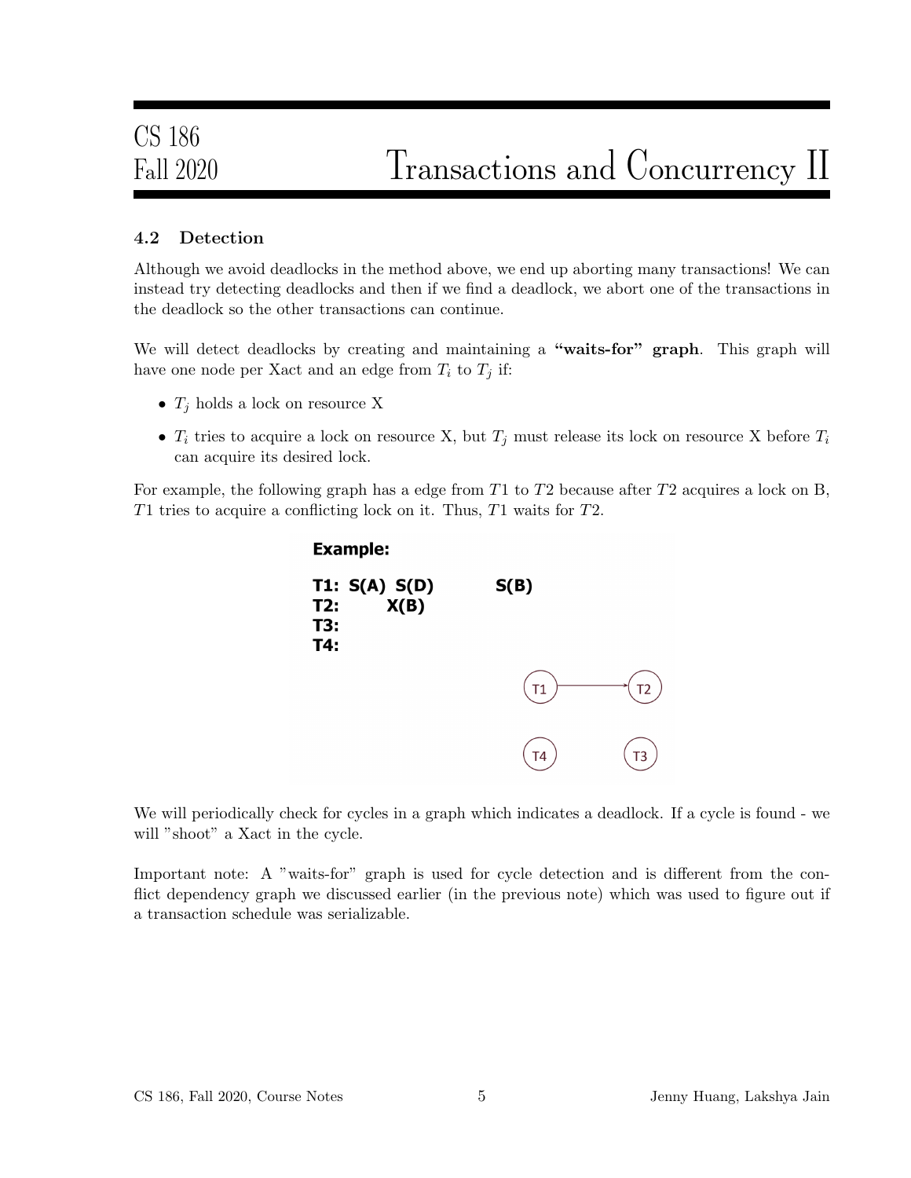### 4.2 Detection

Although we avoid deadlocks in the method above, we end up aborting many transactions! We can instead try detecting deadlocks and then if we find a deadlock, we abort one of the transactions in the deadlock so the other transactions can continue.

We will detect deadlocks by creating and maintaining a **"waits-for" graph**. This graph will have one node per Xact and an edge from $T_i$ to $T_j$ if:

- $T_j$ holds a lock on resource X
- $T_i$ tries to acquire a lock on resource X, but $T_j$ must release its lock on resource X before $T_i$ can acquire its desired lock.

For example, the following graph has a edge from $T1$ to $T2$ because after $T2$ acquires a lock on B, $T1$ tries to acquire a conflicting lock on it. Thus, $T1$ waits for $T2$.

We will periodically check for cycles in a graph which indicates a deadlock. If a cycle is found - we will "shoot" a Xact in the cycle.

Important note: A "waits-for" graph is used for cycle detection and is different from the conflict dependency graph we discussed earlier (in the previous note) which was used to figure out if a transaction schedule was serializable.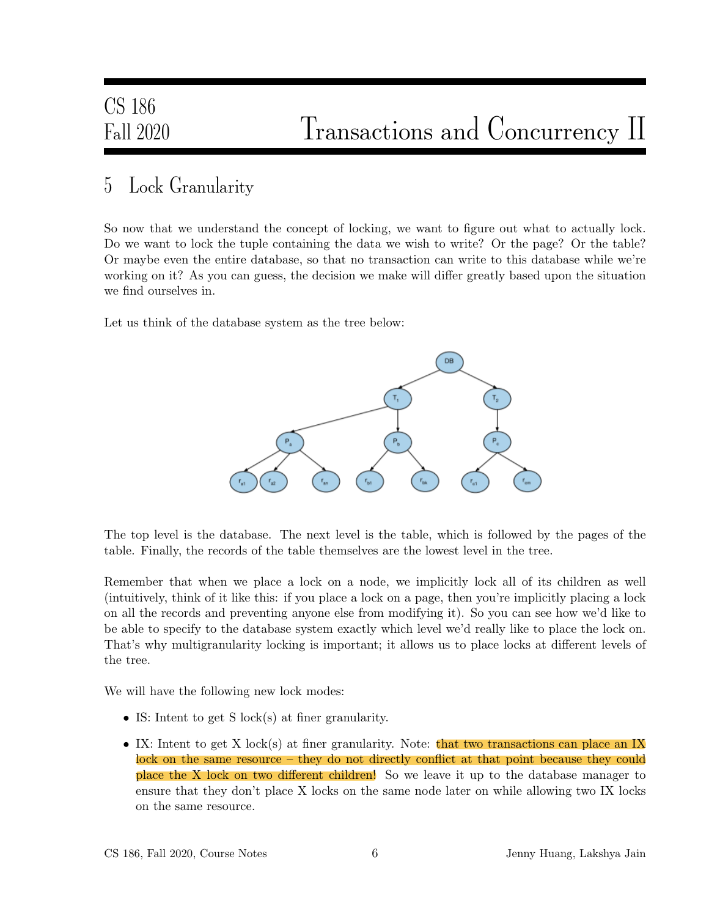# 5 Lock Granularity

So now that we understand the concept of locking, we want to figure out what to actually lock. Do we want to lock the tuple containing the data we wish to write? Or the page? Or the table? Or maybe even the entire database, so that no transaction can write to this database while we're working on it? As you can guess, the decision we make will differ greatly based upon the situation we find ourselves in.

Let us think of the database system as the tree below:

The top level is the database. The next level is the table, which is followed by the pages of the table. Finally, the records of the table themselves are the lowest level in the tree.

Remember that when we place a lock on a node, we implicitly lock all of its children as well (intuitively, think of it like this: if you place a lock on a page, then you're implicitly placing a lock on all the records and preventing anyone else from modifying it). So you can see how we'd like to be able to specify to the database system exactly which level we'd really like to place the lock on. That's why multigranularity locking is important; it allows us to place locks at different levels of the tree.

We will have the following new lock modes:

- IS: Intent to get S lock(s) at finer granularity.
- IX: Intent to get X lock(s) at finer granularity. Note: that two transactions can place an IX lock on the same resource – they do not directly conflict at that point because they could place the X lock on two different children! So we leave it up to the database manager to ensure that they don't place X locks on the same node later on while allowing two IX locks on the same resource.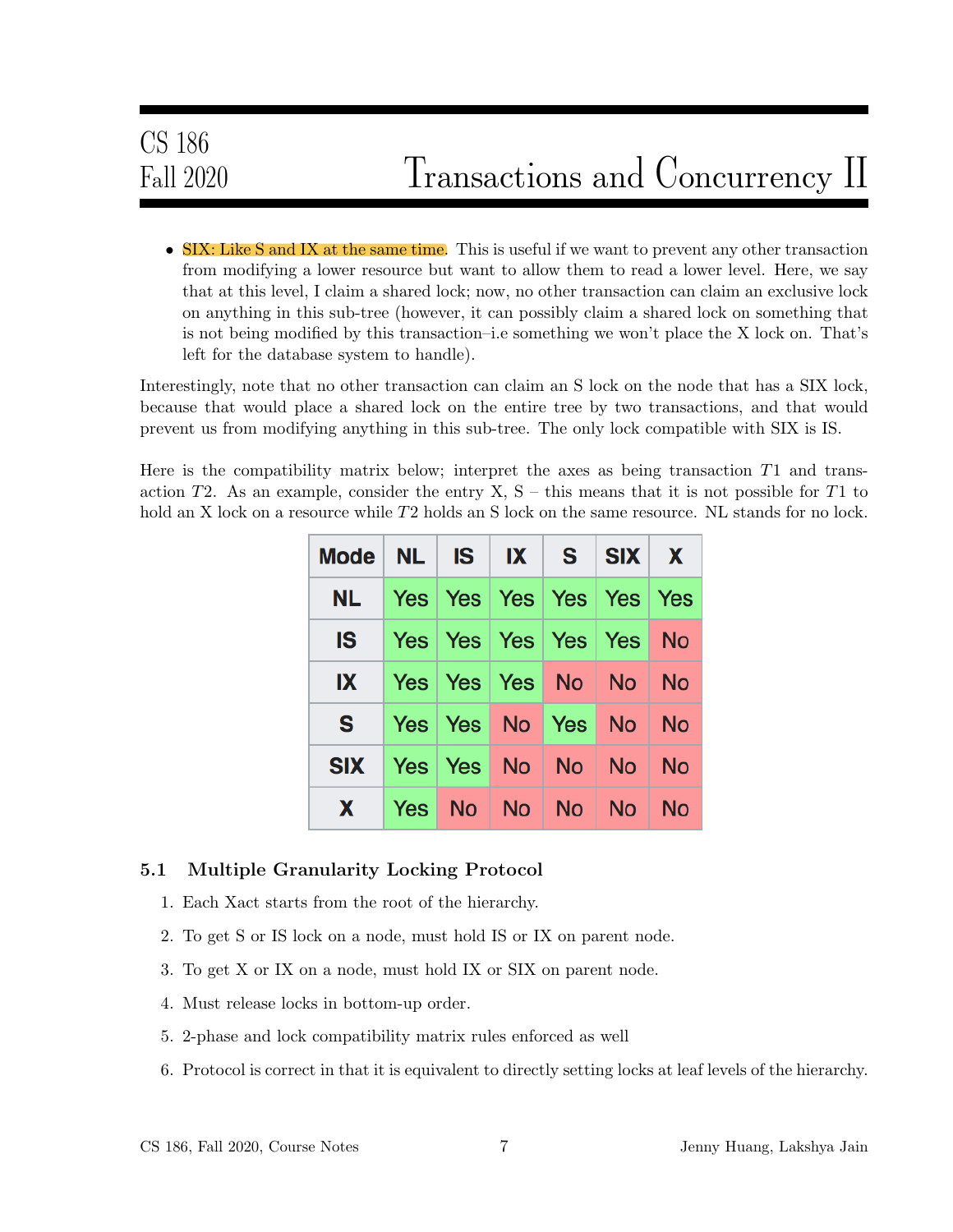- SIX: Like S and IX at the same time. This is useful if we want to prevent any other transaction from modifying a lower resource but want to allow them to read a lower level. Here, we say that at this level, I claim a shared lock; now, no other transaction can claim an exclusive lock on anything in this sub-tree (however, it can possibly claim a shared lock on something that is not being modified by this transaction–i.e something we won't place the X lock on. That's left for the database system to handle).

Interestingly, note that no other transaction can claim an S lock on the node that has a SIX lock, because that would place a shared lock on the entire tree by two transactions, and that would prevent us from modifying anything in this sub-tree. The only lock compatible with SIX is IS.

Here is the compatibility matrix below; interpret the axes as being transaction $T1$ and transaction $T2$. As an example, consider the entry X, S – this means that it is not possible for $T1$ to hold an X lock on a resource while $T2$ holds an S lock on the same resource. NL stands for no lock.

| Mode | NL | IS | IX | S | SIX | X |
|---|---|---|---|---|---|---|
| NL | Yes | Yes | Yes | Yes | Yes | Yes |
| IS | Yes | Yes | Yes | Yes | Yes | No |
| IX | Yes | Yes | Yes | No | No | No |
| S | Yes | Yes | No | Yes | No | No |
| SIX | Yes | Yes | No | No | No | No |
| X | Yes | No | No | No | No | No |

### 5.1 Multiple Granularity Locking Protocol

1. Each Xact starts from the root of the hierarchy.
2. To get S or IS lock on a node, must hold IS or IX on parent node.
3. To get X or IX on a node, must hold IX or SIX on parent node.
4. Must release locks in bottom-up order.
5. 2-phase and lock compatibility matrix rules enforced as well
6. Protocol is correct in that it is equivalent to directly setting locks at leaf levels of the hierarchy.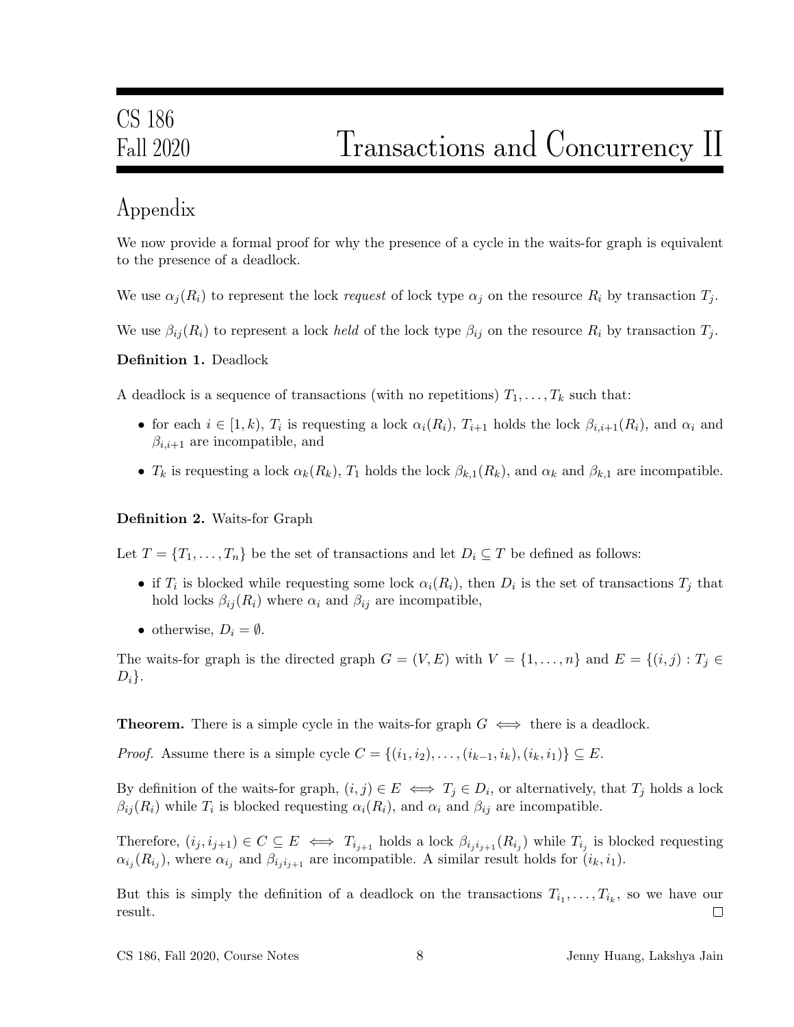# CS 186 Fall 2020 — Transactions and Concurrency II

## Appendix

We now provide a formal proof for why the presence of a cycle in the waits-for graph is equivalent to the presence of a deadlock.

We use $\alpha_j(R_i)$ to represent the lock *request* of lock type $\alpha_j$ on the resource $R_i$ by transaction $T_j$.

We use $\beta_{ij}(R_i)$ to represent a lock *held* of the lock type $\beta_{ij}$ on the resource $R_i$ by transaction $T_j$.

**Definition 1.** Deadlock

A deadlock is a sequence of transactions (with no repetitions) $T_1, \ldots, T_k$ such that:

- for each $i \in [1, k)$, $T_i$ is requesting a lock $\alpha_i(R_i)$, $T_{i+1}$ holds the lock $\beta_{i,i+1}(R_i)$, and $\alpha_i$ and $\beta_{i,i+1}$ are incompatible, and
- $T_k$ is requesting a lock $\alpha_k(R_k)$, $T_1$ holds the lock $\beta_{k,1}(R_k)$, and $\alpha_k$ and $\beta_{k,1}$ are incompatible.

**Definition 2.** Waits-for Graph

Let $T = \{T_1, \ldots, T_n\}$ be the set of transactions and let $D_i \subseteq T$ be defined as follows:

- if $T_i$ is blocked while requesting some lock $\alpha_i(R_i)$, then $D_i$ is the set of transactions $T_j$ that hold locks $\beta_{ij}(R_i)$ where $\alpha_i$ and $\beta_{ij}$ are incompatible,
- otherwise, $D_i = \emptyset$.

The waits-for graph is the directed graph $G = (V, E)$ with $V = \{1, \ldots, n\}$ and $E = \{(i, j) : T_j \in D_i\}$.

**Theorem.** There is a simple cycle in the waits-for graph $G \iff$ there is a deadlock.

*Proof.* Assume there is a simple cycle $C = \{(i_1, i_2), \ldots, (i_{k-1}, i_k), (i_k, i_1)\} \subseteq E$.

By definition of the waits-for graph, $(i, j) \in E \iff T_j \in D_i$, or alternatively, that $T_j$ holds a lock $\beta_{ij}(R_i)$ while $T_i$ is blocked requesting $\alpha_i(R_i)$, and $\alpha_i$ and $\beta_{ij}$ are incompatible.

Therefore, $(i_j, i_{j+1}) \in C \subseteq E \iff T_{i_{j+1}}$ holds a lock $\beta_{i_j i_{j+1}}(R_{i_j})$ while $T_{i_j}$ is blocked requesting $\alpha_{i_j}(R_{i_j})$, where $\alpha_{i_j}$ and $\beta_{i_j i_{j+1}}$ are incompatible. A similar result holds for $(i_k, i_1)$.

But this is simply the definition of a deadlock on the transactions $T_{i_1}, \ldots, T_{i_k}$, so we have our result. □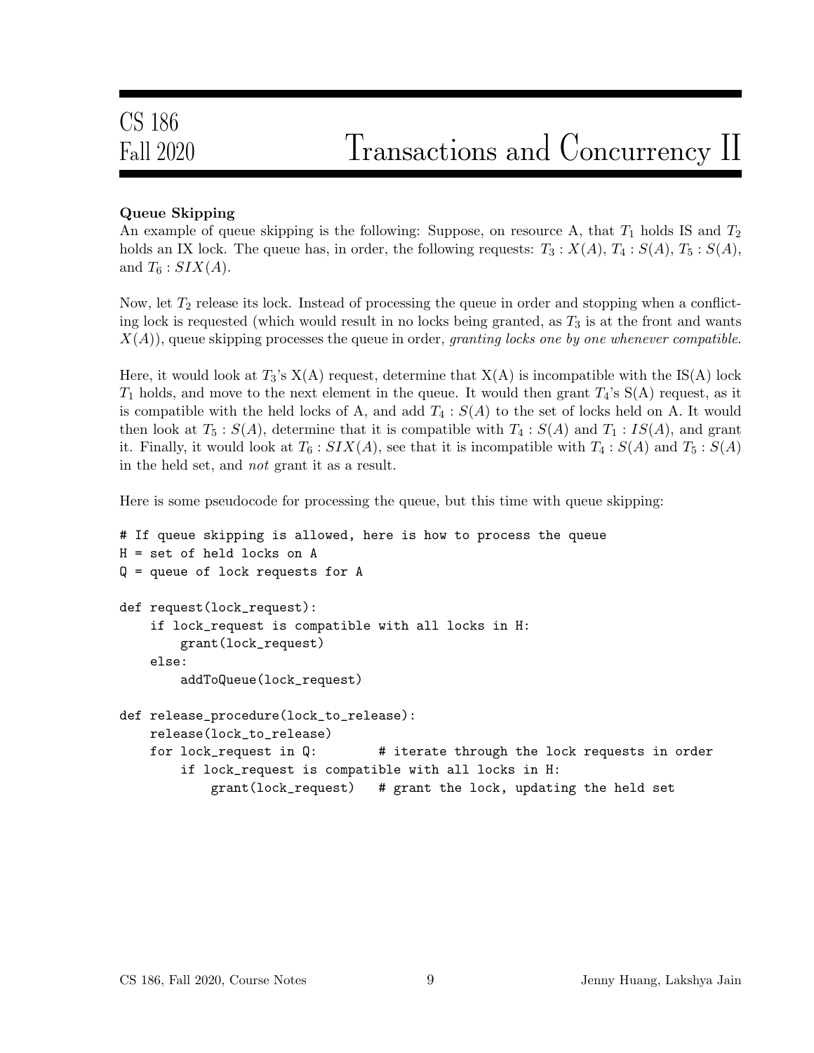**Queue Skipping**

An example of queue skipping is the following: Suppose, on resource A, that $T_1$ holds IS and $T_2$ holds an IX lock. The queue has, in order, the following requests: $T_3 : X(A)$, $T_4 : S(A)$, $T_5 : S(A)$, and $T_6 : SIX(A)$.

Now, let $T_2$ release its lock. Instead of processing the queue in order and stopping when a conflicting lock is requested (which would result in no locks being granted, as $T_3$ is at the front and wants $X(A)$), queue skipping processes the queue in order, *granting locks one by one whenever compatible*.

Here, it would look at $T_3$'s X(A) request, determine that X(A) is incompatible with the IS(A) lock $T_1$ holds, and move to the next element in the queue. It would then grant $T_4$'s S(A) request, as it is compatible with the held locks of A, and add $T_4 : S(A)$ to the set of locks held on A. It would then look at $T_5 : S(A)$, determine that it is compatible with $T_4 : S(A)$ and $T_1 : IS(A)$, and grant it. Finally, it would look at $T_6 : SIX(A)$, see that it is incompatible with $T_4 : S(A)$ and $T_5 : S(A)$ in the held set, and *not* grant it as a result.

Here is some pseudocode for processing the queue, but this time with queue skipping:

```
# If queue skipping is allowed, here is how to process the queue
H = set of held locks on A
Q = queue of lock requests for A

def request(lock_request):
    if lock_request is compatible with all locks in H:
        grant(lock_request)
    else:
        addToQueue(lock_request)

def release_procedure(lock_to_release):
    release(lock_to_release)
    for lock_request in Q:        # iterate through the lock requests in order
        if lock_request is compatible with all locks in H:
            grant(lock_request)   # grant the lock, updating the held set
```